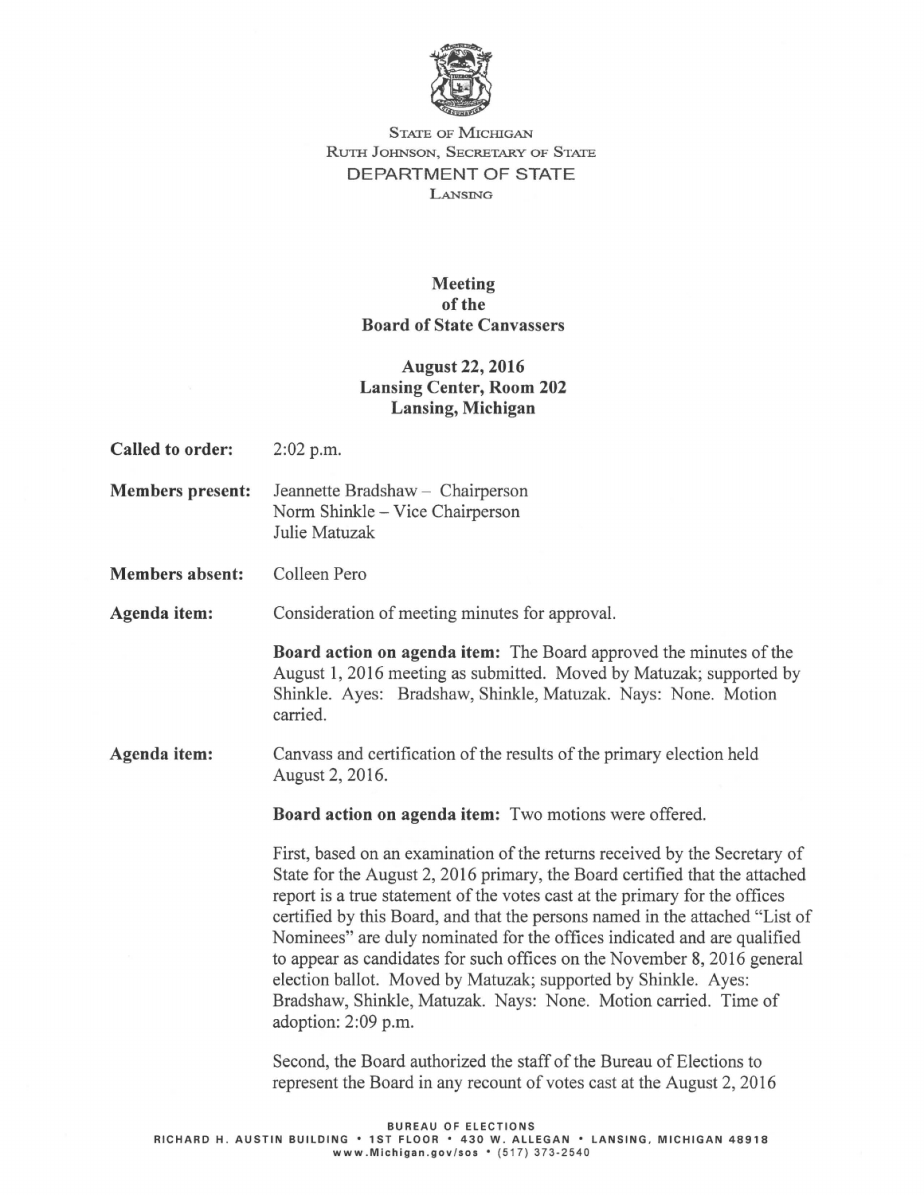STATE OF MICHIGAN
RUTH JOHNSON, SECRETARY OF STATE
DEPARTMENT OF STATE
LANSING

# Meeting of the Board of State Canvassers

## August 22, 2016
## Lansing Center, Room 202
## Lansing, Michigan

**Called to order:** 2:02 p.m.

**Members present:** Jeannette Bradshaw – Chairperson
Norm Shinkle – Vice Chairperson
Julie Matuzak

**Members absent:** Colleen Pero

**Agenda item:** Consideration of meeting minutes for approval.

**Board action on agenda item:** The Board approved the minutes of the August 1, 2016 meeting as submitted. Moved by Matuzak; supported by Shinkle. Ayes: Bradshaw, Shinkle, Matuzak. Nays: None. Motion carried.

**Agenda item:** Canvass and certification of the results of the primary election held August 2, 2016.

**Board action on agenda item:** Two motions were offered.

First, based on an examination of the returns received by the Secretary of State for the August 2, 2016 primary, the Board certified that the attached report is a true statement of the votes cast at the primary for the offices certified by this Board, and that the persons named in the attached "List of Nominees" are duly nominated for the offices indicated and are qualified to appear as candidates for such offices on the November 8, 2016 general election ballot. Moved by Matuzak; supported by Shinkle. Ayes: Bradshaw, Shinkle, Matuzak. Nays: None. Motion carried. Time of adoption: 2:09 p.m.

Second, the Board authorized the staff of the Bureau of Elections to represent the Board in any recount of votes cast at the August 2, 2016

BUREAU OF ELECTIONS
RICHARD H. AUSTIN BUILDING • 1ST FLOOR • 430 W. ALLEGAN • LANSING, MICHIGAN 48918
www.Michigan.gov/sos • (517) 373-2540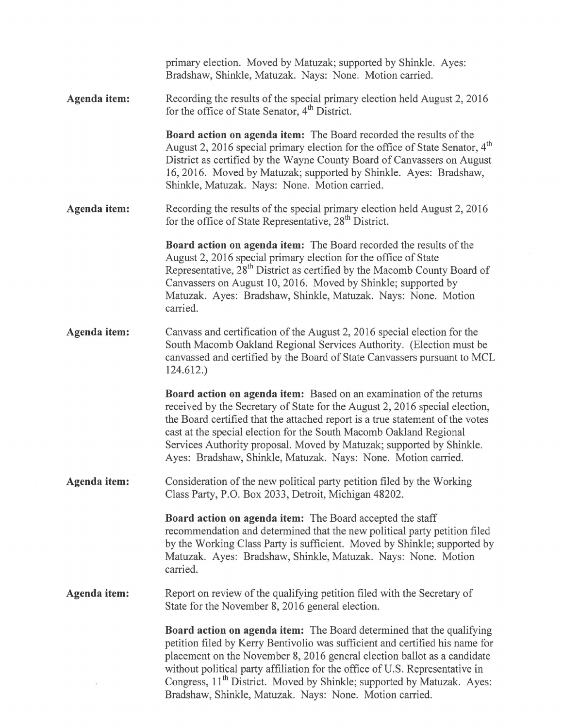primary election. Moved by Matuzak; supported by Shinkle. Ayes: Bradshaw, Shinkle, Matuzak. Nays: None. Motion carried.

**Agenda item:** Recording the results of the special primary election held August 2, 2016 for the office of State Senator, 4th District.

**Board action on agenda item:** The Board recorded the results of the August 2, 2016 special primary election for the office of State Senator, 4th District as certified by the Wayne County Board of Canvassers on August 16, 2016. Moved by Matuzak; supported by Shinkle. Ayes: Bradshaw, Shinkle, Matuzak. Nays: None. Motion carried.

**Agenda item:** Recording the results of the special primary election held August 2, 2016 for the office of State Representative, 28th District.

**Board action on agenda item:** The Board recorded the results of the August 2, 2016 special primary election for the office of State Representative, 28th District as certified by the Macomb County Board of Canvassers on August 10, 2016. Moved by Shinkle; supported by Matuzak. Ayes: Bradshaw, Shinkle, Matuzak. Nays: None. Motion carried.

**Agenda item:** Canvass and certification of the August 2, 2016 special election for the South Macomb Oakland Regional Services Authority. (Election must be canvassed and certified by the Board of State Canvassers pursuant to MCL 124.612.)

**Board action on agenda item:** Based on an examination of the returns received by the Secretary of State for the August 2, 2016 special election, the Board certified that the attached report is a true statement of the votes cast at the special election for the South Macomb Oakland Regional Services Authority proposal. Moved by Matuzak; supported by Shinkle. Ayes: Bradshaw, Shinkle, Matuzak. Nays: None. Motion carried.

**Agenda item:** Consideration of the new political party petition filed by the Working Class Party, P.O. Box 2033, Detroit, Michigan 48202.

**Board action on agenda item:** The Board accepted the staff recommendation and determined that the new political party petition filed by the Working Class Party is sufficient. Moved by Shinkle; supported by Matuzak. Ayes: Bradshaw, Shinkle, Matuzak. Nays: None. Motion carried.

**Agenda item:** Report on review of the qualifying petition filed with the Secretary of State for the November 8, 2016 general election.

**Board action on agenda item:** The Board determined that the qualifying petition filed by Kerry Bentivolio was sufficient and certified his name for placement on the November 8, 2016 general election ballot as a candidate without political party affiliation for the office of U.S. Representative in Congress, 11th District. Moved by Shinkle; supported by Matuzak. Ayes: Bradshaw, Shinkle, Matuzak. Nays: None. Motion carried.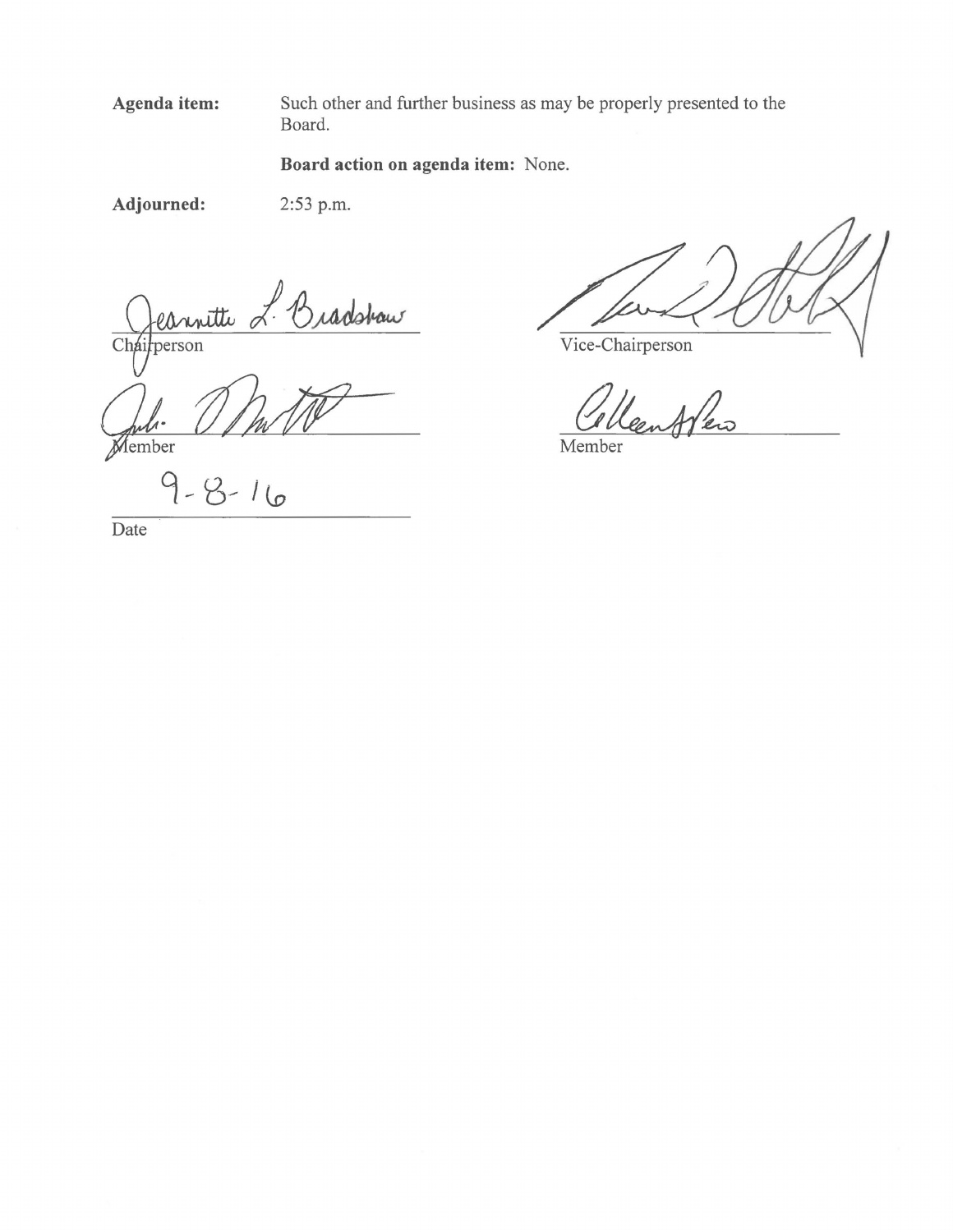**Agenda item:** Such other and further business as may be properly presented to the Board.

**Board action on agenda item:** None.

**Adjourned:** 2:53 p.m.

Jeannette L. Bradshaw
Chairperson

Vice-Chairperson

Member

Colleen

Member

9-8-16
Date